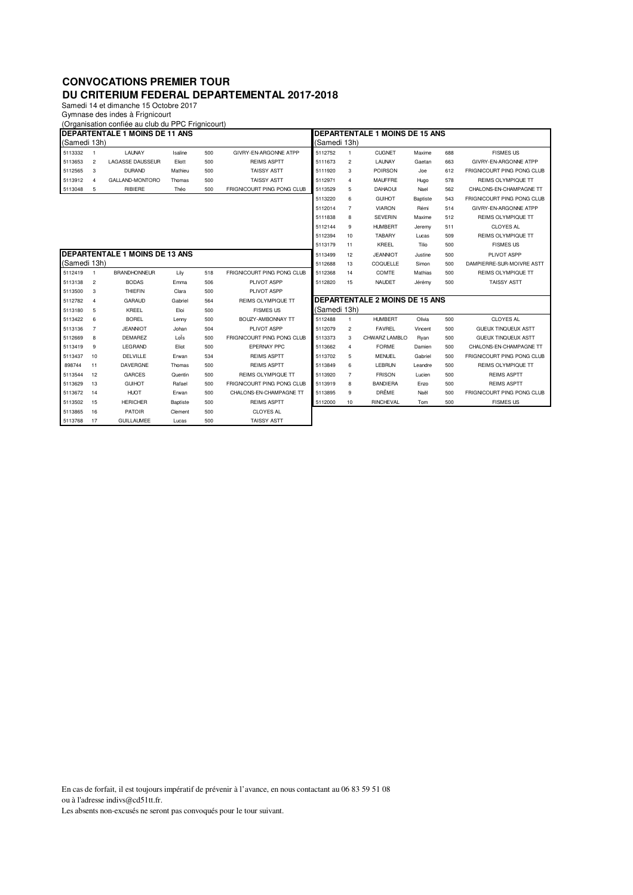# CONVOCATIONS PREMIER TOUR
# DU CRITERIUM FEDERAL DEPARTEMENTAL 2017-2018

Samedi 14 et dimanche 15 Octobre 2017
Gymnase des indes à Frignicourt
(Organisation confiée au club du PPC Frignicourt)

## DEPARTENTALE 1 MOINS DE 11 ANS

(Samedi 13h)

| | | | | | |
|---|---|---|---|---|---|
| 5113332 | 1 | LAUNAY | Isaline | 500 | GIVRY-EN-ARGONNE ATPP |
| 5113653 | 2 | LAGASSE DAUSSEUR | Eliott | 500 | REIMS ASPTT |
| 5112565 | 3 | DURAND | Mathieu | 500 | TAISSY ASTT |
| 5113912 | 4 | GALLAND-MONTORO | Thomas | 500 | TAISSY ASTT |
| 5113048 | 5 | RIBIERE | Théo | 500 | FRIGNICOURT PING PONG CLUB |

## DEPARTENTALE 1 MOINS DE 13 ANS

(Samedi 13h)

| | | | | | |
|---|---|---|---|---|---|
| 5112419 | 1 | BRANDHONNEUR | Lily | 518 | FRIGNICOURT PING PONG CLUB |
| 5113138 | 2 | BODAS | Emma | 506 | PLIVOT ASPP |
| 5113500 | 3 | THIEFIN | Clara | 500 | PLIVOT ASPP |
| 5112782 | 4 | GARAUD | Gabriel | 564 | REIMS OLYMPIQUE TT |
| 5113180 | 5 | KREEL | Eloi | 500 | FISMES US |
| 5113422 | 6 | BOREL | Lenny | 500 | BOUZY-AMBONNAY TT |
| 5113136 | 7 | JEANNIOT | Johan | 504 | PLIVOT ASPP |
| 5112669 | 8 | DEMAREZ | Loïs | 500 | FRIGNICOURT PING PONG CLUB |
| 5113419 | 9 | LEGRAND | Eliot | 500 | EPERNAY PPC |
| 5113437 | 10 | DELVILLE | Erwan | 534 | REIMS ASPTT |
| 898744 | 11 | DAVERGNE | Thomas | 500 | REIMS ASPTT |
| 5113544 | 12 | GARCES | Quentin | 500 | REIMS OLYMPIQUE TT |
| 5113629 | 13 | GUIHOT | Rafael | 500 | FRIGNICOURT PING PONG CLUB |
| 5113672 | 14 | HUOT | Erwan | 500 | CHALONS-EN-CHAMPAGNE TT |
| 5113502 | 15 | HERICHER | Baptiste | 500 | REIMS ASPTT |
| 5113865 | 16 | PATOIR | Clement | 500 | CLOYES AL |
| 5113768 | 17 | GUILLAUMEE | Lucas | 500 | TAISSY ASTT |

## DEPARTENTALE 1 MOINS DE 15 ANS

(Samedi 13h)

| | | | | | |
|---|---|---|---|---|---|
| 5112752 | 1 | CUGNET | Maxime | 688 | FISMES US |
| 5111673 | 2 | LAUNAY | Gaetan | 663 | GIVRY-EN-ARGONNE ATPP |
| 5111920 | 3 | POIRSON | Joe | 612 | FRIGNICOURT PING PONG CLUB |
| 5112971 | 4 | MAUFFRE | Hugo | 578 | REIMS OLYMPIQUE TT |
| 5113529 | 5 | DAHAOUI | Nael | 562 | CHALONS-EN-CHAMPAGNE TT |
| 5113220 | 6 | GUIHOT | Baptiste | 543 | FRIGNICOURT PING PONG CLUB |
| 5112014 | 7 | VIARON | Rémi | 514 | GIVRY-EN-ARGONNE ATPP |
| 5111838 | 8 | SEVERIN | Maxime | 512 | REIMS OLYMPIQUE TT |
| 5112144 | 9 | HUMBERT | Jeremy | 511 | CLOYES AL |
| 5112394 | 10 | TABARY | Lucas | 509 | REIMS OLYMPIQUE TT |
| 5113179 | 11 | KREEL | Tilio | 500 | FISMES US |
| 5113499 | 12 | JEANNIOT | Justine | 500 | PLIVOT ASPP |
| 5112688 | 13 | COQUELLE | Simon | 500 | DAMPIERRE-SUR-MOIVRE ASTT |
| 5112368 | 14 | COMTE | Mathias | 500 | REIMS OLYMPIQUE TT |
| 5112820 | 15 | NAUDET | Jérémy | 500 | TAISSY ASTT |

## DEPARTENTALE 2 MOINS DE 15 ANS

(Samedi 13h)

| | | | | | |
|---|---|---|---|---|---|
| 5112488 | 1 | HUMBERT | Olivia | 500 | CLOYES AL |
| 5112079 | 2 | FAVREL | Vincent | 500 | GUEUX TINQUEUX ASTT |
| 5113373 | 3 | CHWARZ LAMBLO | Ryan | 500 | GUEUX TINQUEUX ASTT |
| 5113662 | 4 | FORME | Damien | 500 | CHALONS-EN-CHAMPAGNE TT |
| 5113702 | 5 | MENUEL | Gabriel | 500 | FRIGNICOURT PING PONG CLUB |
| 5113849 | 6 | LEBRUN | Leandre | 500 | REIMS OLYMPIQUE TT |
| 5113920 | 7 | FRISON | Lucien | 500 | REIMS ASPTT |
| 5113919 | 8 | BANDIERA | Enzo | 500 | REIMS ASPTT |
| 5113895 | 9 | DRÊME | Naël | 500 | FRIGNICOURT PING PONG CLUB |
| 5112000 | 10 | RINCHEVAL | Tom | 500 | FISMES US |

En cas de forfait, il est toujours impératif de prévenir à l'avance, en nous contactant au 06 83 59 51 08 ou à l'adresse indivs@cd51tt.fr.

Les absents non-excusés ne seront pas convoqués pour le tour suivant.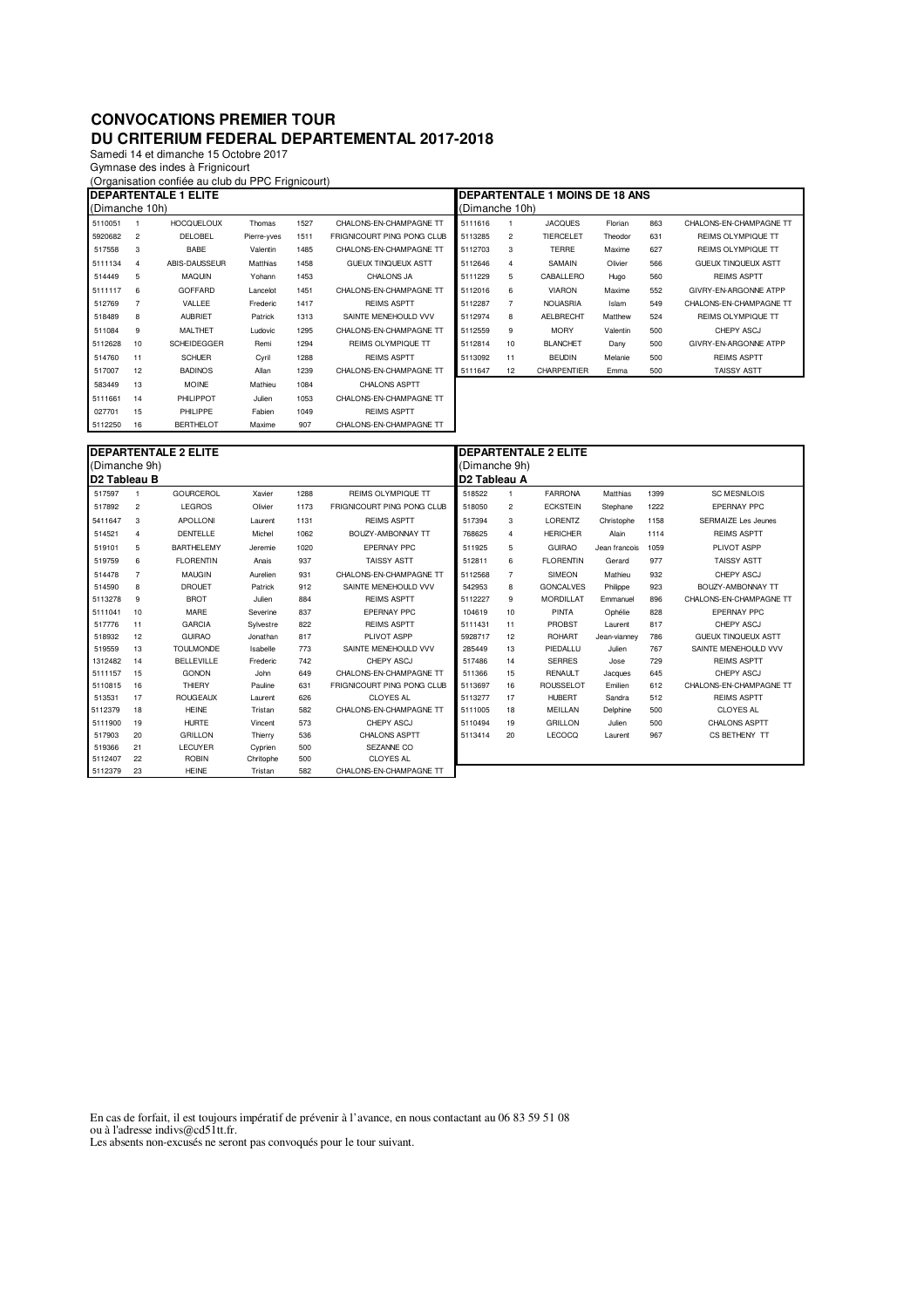## CONVOCATIONS PREMIER TOUR
## DU CRITERIUM FEDERAL DEPARTEMENTAL 2017-2018

Samedi 14 et dimanche 15 Octobre 2017
Gymnase des indes à Frignicourt
(Organisation confiée au club du PPC Frignicourt)

### DEPARTENTALE 1 ELITE
(Dimanche 10h)

| | | | | | |
|---|---|---|---|---|---|
| 5110051 | 1 | HOCQUELOUX | Thomas | 1527 | CHALONS-EN-CHAMPAGNE TT |
| 5920682 | 2 | DELOBEL | Pierre-yves | 1511 | FRIGNICOURT PING PONG CLUB |
| 517558 | 3 | BABE | Valentin | 1485 | CHALONS-EN-CHAMPAGNE TT |
| 5111134 | 4 | ABIS-DAUSSEUR | Matthias | 1458 | GUEUX TINQUEUX ASTT |
| 514449 | 5 | MAQUIN | Yohann | 1453 | CHALONS JA |
| 5111117 | 6 | GOFFARD | Lancelot | 1451 | CHALONS-EN-CHAMPAGNE TT |
| 512769 | 7 | VALLEE | Frederic | 1417 | REIMS ASPTT |
| 518489 | 8 | AUBRIET | Patrick | 1313 | SAINTE MENEHOULD VVV |
| 511084 | 9 | MALTHET | Ludovic | 1295 | CHALONS-EN-CHAMPAGNE TT |
| 5112628 | 10 | SCHEIDEGGER | Remi | 1294 | REIMS OLYMPIQUE TT |
| 514760 | 11 | SCHUER | Cyril | 1288 | REIMS ASPTT |
| 517007 | 12 | BADINOS | Allan | 1239 | CHALONS-EN-CHAMPAGNE TT |
| 583449 | 13 | MOINE | Mathieu | 1084 | CHALONS ASPTT |
| 5111661 | 14 | PHILIPPOT | Julien | 1053 | CHALONS-EN-CHAMPAGNE TT |
| 027701 | 15 | PHILIPPE | Fabien | 1049 | REIMS ASPTT |
| 5112250 | 16 | BERTHELOT | Maxime | 907 | CHALONS-EN-CHAMPAGNE TT |

### DEPARTENTALE 1 MOINS DE 18 ANS
(Dimanche 10h)

| | | | | | |
|---|---|---|---|---|---|
| 5111616 | 1 | JACQUES | Florian | 863 | CHALONS-EN-CHAMPAGNE TT |
| 5113285 | 2 | TIERCELET | Theodor | 631 | REIMS OLYMPIQUE TT |
| 5112703 | 3 | TERRE | Maxime | 627 | REIMS OLYMPIQUE TT |
| 5112646 | 4 | SAMAIN | Olivier | 566 | GUEUX TINQUEUX ASTT |
| 5111229 | 5 | CABALLERO | Hugo | 560 | REIMS ASPTT |
| 5112016 | 6 | VIARON | Maxime | 552 | GIVRY-EN-ARGONNE ATPP |
| 5112287 | 7 | NOUASRIA | Islam | 549 | CHALONS-EN-CHAMPAGNE TT |
| 5112974 | 8 | AELBRECHT | Matthew | 524 | REIMS OLYMPIQUE TT |
| 5112559 | 9 | MORY | Valentin | 500 | CHEPY ASCJ |
| 5112814 | 10 | BLANCHET | Dany | 500 | GIVRY-EN-ARGONNE ATPP |
| 5113092 | 11 | BEUDIN | Melanie | 500 | REIMS ASPTT |
| 5111647 | 12 | CHARPENTIER | Emma | 500 | TAISSY ASTT |

### DEPARTENTALE 2 ELITE
(Dimanche 9h)

**D2 Tableau B**

| | | | | | |
|---|---|---|---|---|---|
| 517597 | 1 | GOURCEROL | Xavier | 1288 | REIMS OLYMPIQUE TT |
| 517892 | 2 | LEGROS | Olivier | 1173 | FRIGNICOURT PING PONG CLUB |
| 5411647 | 3 | APOLLONI | Laurent | 1131 | REIMS ASPTT |
| 514521 | 4 | DENTELLE | Michel | 1062 | BOUZY-AMBONNAY TT |
| 519101 | 5 | BARTHELEMY | Jeremie | 1020 | EPERNAY PPC |
| 519759 | 6 | FLORENTIN | Anais | 937 | TAISSY ASTT |
| 514478 | 7 | MAUGIN | Aurelien | 931 | CHALONS-EN-CHAMPAGNE TT |
| 514590 | 8 | DROUET | Patrick | 912 | SAINTE MENEHOULD VVV |
| 5113278 | 9 | BROT | Julien | 884 | REIMS ASPTT |
| 5111041 | 10 | MARE | Severine | 837 | EPERNAY PPC |
| 517776 | 11 | GARCIA | Sylvestre | 822 | REIMS ASPTT |
| 518932 | 12 | GUIRAO | Jonathan | 817 | PLIVOT ASPP |
| 519559 | 13 | TOULMONDE | Isabelle | 773 | SAINTE MENEHOULD VVV |
| 1312482 | 14 | BELLEVILLE | Frederic | 742 | CHEPY ASCJ |
| 5111157 | 15 | GONON | John | 649 | CHALONS-EN-CHAMPAGNE TT |
| 5110815 | 16 | THIERY | Pauline | 631 | FRIGNICOURT PING PONG CLUB |
| 513531 | 17 | ROUGEAUX | Laurent | 626 | CLOYES AL |
| 5112379 | 18 | HEINE | Tristan | 582 | CHALONS-EN-CHAMPAGNE TT |
| 5111900 | 19 | HURTE | Vincent | 573 | CHEPY ASCJ |
| 517903 | 20 | GRILLON | Thierry | 536 | CHALONS ASPTT |
| 519366 | 21 | LECUYER | Cyprien | 500 | SEZANNE CO |
| 5112407 | 22 | ROBIN | Chritophe | 500 | CLOYES AL |
| 5112379 | 23 | HEINE | Tristan | 582 | CHALONS-EN-CHAMPAGNE TT |

### DEPARTENTALE 2 ELITE
(Dimanche 9h)

**D2 Tableau A**

| | | | | | |
|---|---|---|---|---|---|
| 518522 | 1 | FARRONA | Matthias | 1399 | SC MESNILOIS |
| 518050 | 2 | ECKSTEIN | Stephane | 1222 | EPERNAY PPC |
| 517394 | 3 | LORENTZ | Christophe | 1158 | SERMAIZE Les Jeunes |
| 768625 | 4 | HERICHER | Alain | 1114 | REIMS ASPTT |
| 511925 | 5 | GUIRAO | Jean francois | 1059 | PLIVOT ASPP |
| 512811 | 6 | FLORENTIN | Gerard | 977 | TAISSY ASTT |
| 5112568 | 7 | SIMEON | Mathieu | 932 | CHEPY ASCJ |
| 542953 | 8 | GONCALVES | Philippe | 923 | BOUZY-AMBONNAY TT |
| 5112227 | 9 | MORDILLAT | Emmanuel | 896 | CHALONS-EN-CHAMPAGNE TT |
| 104619 | 10 | PINTA | Ophélie | 828 | EPERNAY PPC |
| 5111431 | 11 | PROBST | Laurent | 817 | CHEPY ASCJ |
| 5928717 | 12 | ROHART | Jean-vianney | 786 | GUEUX TINQUEUX ASTT |
| 285449 | 13 | PIEDALLU | Julien | 767 | SAINTE MENEHOULD VVV |
| 517486 | 14 | SERRES | Jose | 729 | REIMS ASPTT |
| 511366 | 15 | RENAULT | Jacques | 645 | CHEPY ASCJ |
| 5113697 | 16 | ROUSSELOT | Emilien | 612 | CHALONS-EN-CHAMPAGNE TT |
| 5113277 | 17 | HUBERT | Sandra | 512 | REIMS ASPTT |
| 5111005 | 18 | MEILLAN | Delphine | 500 | CLOYES AL |
| 5110494 | 19 | GRILLON | Julien | 500 | CHALONS ASPTT |
| 5113414 | 20 | LECOCQ | Laurent | 967 | CS BETHENY TT |

En cas de forfait, il est toujours impératif de prévenir à l'avance, en nous contactant au 06 83 59 51 08
ou à l'adresse indivs@cd51tt.fr.
Les absents non-excusés ne seront pas convoqués pour le tour suivant.